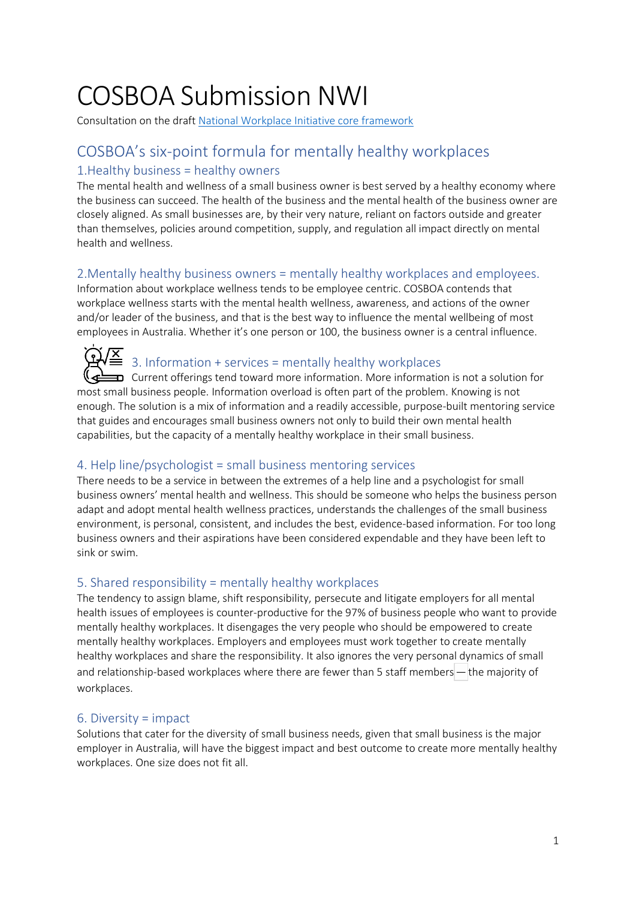# COSBOA Submission NWI

Consultation on the draft [National Workplace Initiative core framework]

## COSBOA's six-point formula for mentally healthy workplaces

### 1.Healthy business = healthy owners

The mental health and wellness of a small business owner is best served by a healthy economy where the business can succeed. The health of the business and the mental health of the business owner are closely aligned. As small businesses are, by their very nature, reliant on factors outside and greater than themselves, policies around competition, supply, and regulation all impact directly on mental health and wellness.

### 2.Mentally healthy business owners = mentally healthy workplaces and employees.

Information about workplace wellness tends to be employee centric. COSBOA contends that workplace wellness starts with the mental health wellness, awareness, and actions of the owner and/or leader of the business, and that is the best way to influence the mental wellbeing of most employees in Australia. Whether it's one person or 100, the business owner is a central influence.

### 3. Information + services = mentally healthy workplaces

Current offerings tend toward more information. More information is not a solution for most small business people. Information overload is often part of the problem. Knowing is not enough. The solution is a mix of information and a readily accessible, purpose-built mentoring service that guides and encourages small business owners not only to build their own mental health capabilities, but the capacity of a mentally healthy workplace in their small business.

### 4. Help line/psychologist = small business mentoring services

There needs to be a service in between the extremes of a help line and a psychologist for small business owners' mental health and wellness. This should be someone who helps the business person adapt and adopt mental health wellness practices, understands the challenges of the small business environment, is personal, consistent, and includes the best, evidence-based information. For too long business owners and their aspirations have been considered expendable and they have been left to sink or swim.

### 5. Shared responsibility = mentally healthy workplaces

The tendency to assign blame, shift responsibility, persecute and litigate employers for all mental health issues of employees is counter-productive for the 97% of business people who want to provide mentally healthy workplaces. It disengages the very people who should be empowered to create mentally healthy workplaces. Employers and employees must work together to create mentally healthy workplaces and share the responsibility. It also ignores the very personal dynamics of small and relationship-based workplaces where there are fewer than 5 staff members — the majority of workplaces.

### 6. Diversity = impact

Solutions that cater for the diversity of small business needs, given that small business is the major employer in Australia, will have the biggest impact and best outcome to create more mentally healthy workplaces. One size does not fit all.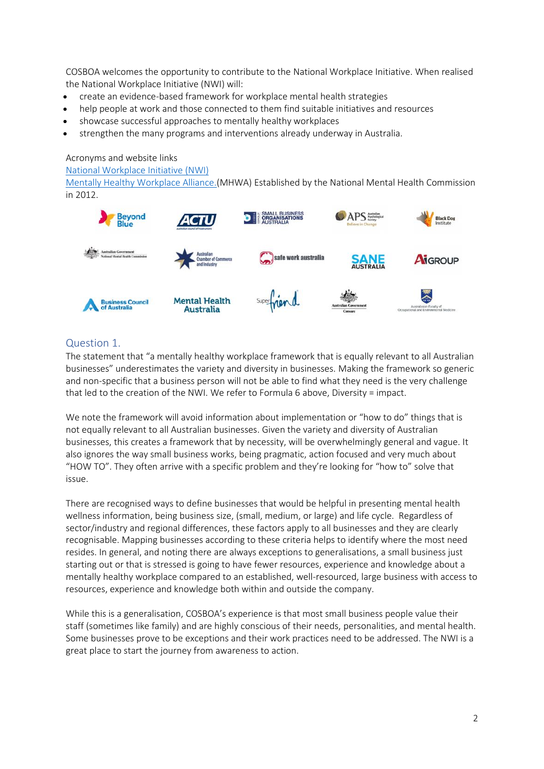COSBOA welcomes the opportunity to contribute to the National Workplace Initiative. When realised the National Workplace Initiative (NWI) will:

- create an evidence-based framework for workplace mental health strategies
- help people at work and those connected to them find suitable initiatives and resources
- showcase successful approaches to mentally healthy workplaces
- strengthen the many programs and interventions already underway in Australia.

Acronyms and website links

National Workplace Initiative (NWI)

Mentally Healthy Workplace Alliance.(MHWA) Established by the National Mental Health Commission in 2012.

## Question 1.

The statement that "a mentally healthy workplace framework that is equally relevant to all Australian businesses" underestimates the variety and diversity in businesses. Making the framework so generic and non-specific that a business person will not be able to find what they need is the very challenge that led to the creation of the NWI. We refer to Formula 6 above, Diversity = impact.

We note the framework will avoid information about implementation or "how to do" things that is not equally relevant to all Australian businesses. Given the variety and diversity of Australian businesses, this creates a framework that by necessity, will be overwhelmingly general and vague. It also ignores the way small business works, being pragmatic, action focused and very much about "HOW TO". They often arrive with a specific problem and they're looking for "how to" solve that issue.

There are recognised ways to define businesses that would be helpful in presenting mental health wellness information, being business size, (small, medium, or large) and life cycle. Regardless of sector/industry and regional differences, these factors apply to all businesses and they are clearly recognisable. Mapping businesses according to these criteria helps to identify where the most need resides. In general, and noting there are always exceptions to generalisations, a small business just starting out or that is stressed is going to have fewer resources, experience and knowledge about a mentally healthy workplace compared to an established, well-resourced, large business with access to resources, experience and knowledge both within and outside the company.

While this is a generalisation, COSBOA's experience is that most small business people value their staff (sometimes like family) and are highly conscious of their needs, personalities, and mental health. Some businesses prove to be exceptions and their work practices need to be addressed. The NWI is a great place to start the journey from awareness to action.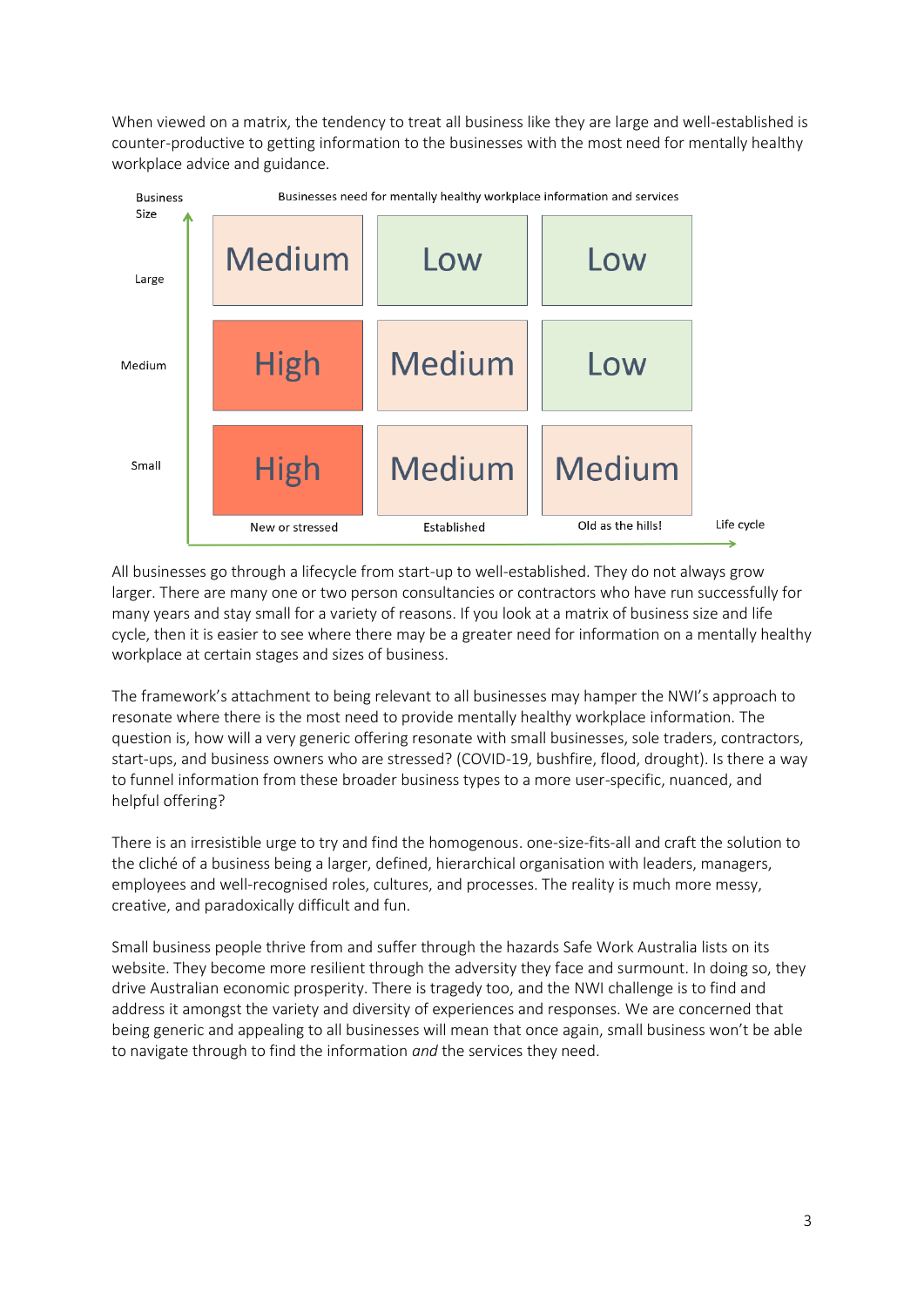When viewed on a matrix, the tendency to treat all business like they are large and well-established is counter-productive to getting information to the businesses with the most need for mentally healthy workplace advice and guidance.

Businesses need for mentally healthy workplace information and services

| Business Size | New or stressed | Established | Old as the hills! |
| --- | --- | --- | --- |
| Large | Medium | Low | Low |
| Medium | High | Medium | Low |
| Small | High | Medium | Medium |

Life cycle

All businesses go through a lifecycle from start-up to well-established. They do not always grow larger. There are many one or two person consultancies or contractors who have run successfully for many years and stay small for a variety of reasons. If you look at a matrix of business size and life cycle, then it is easier to see where there may be a greater need for information on a mentally healthy workplace at certain stages and sizes of business.

The framework's attachment to being relevant to all businesses may hamper the NWI's approach to resonate where there is the most need to provide mentally healthy workplace information. The question is, how will a very generic offering resonate with small businesses, sole traders, contractors, start-ups, and business owners who are stressed? (COVID-19, bushfire, flood, drought). Is there a way to funnel information from these broader business types to a more user-specific, nuanced, and helpful offering?

There is an irresistible urge to try and find the homogenous. one-size-fits-all and craft the solution to the cliché of a business being a larger, defined, hierarchical organisation with leaders, managers, employees and well-recognised roles, cultures, and processes. The reality is much more messy, creative, and paradoxically difficult and fun.

Small business people thrive from and suffer through the hazards Safe Work Australia lists on its website. They become more resilient through the adversity they face and surmount. In doing so, they drive Australian economic prosperity. There is tragedy too, and the NWI challenge is to find and address it amongst the variety and diversity of experiences and responses. We are concerned that being generic and appealing to all businesses will mean that once again, small business won't be able to navigate through to find the information *and* the services they need.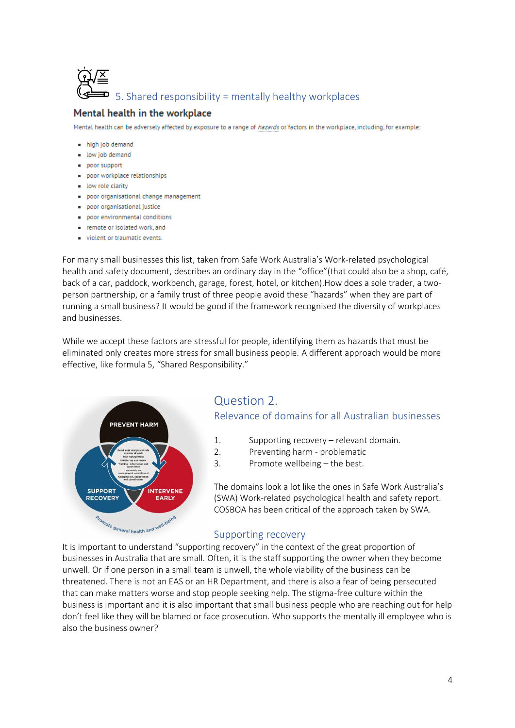## 5. Shared responsibility = mentally healthy workplaces

### Mental health in the workplace

Mental health can be adversely affected by exposure to a range of *hazards* or factors in the workplace, including, for example:

- high job demand
- low job demand
- poor support
- poor workplace relationships
- low role clarity
- poor organisational change management
- poor organisational justice
- poor environmental conditions
- remote or isolated work, and
- violent or traumatic events.

For many small businesses this list, taken from Safe Work Australia's Work-related psychological health and safety document, describes an ordinary day in the "office"(that could also be a shop, café, back of a car, paddock, workbench, garage, forest, hotel, or kitchen).How does a sole trader, a two-person partnership, or a family trust of three people avoid these "hazards" when they are part of running a small business? It would be good if the framework recognised the diversity of workplaces and businesses.

While we accept these factors are stressful for people, identifying them as hazards that must be eliminated only creates more stress for small business people. A different approach would be more effective, like formula 5, "Shared Responsibility."

## Question 2.

### Relevance of domains for all Australian businesses

1. Supporting recovery – relevant domain.
2. Preventing harm - problematic
3. Promote wellbeing – the best.

The domains look a lot like the ones in Safe Work Australia's (SWA) Work-related psychological health and safety report. COSBOA has been critical of the approach taken by SWA.

### Supporting recovery

It is important to understand "supporting recovery" in the context of the great proportion of businesses in Australia that are small. Often, it is the staff supporting the owner when they become unwell. Or if one person in a small team is unwell, the whole viability of the business can be threatened. There is not an EAS or an HR Department, and there is also a fear of being persecuted that can make matters worse and stop people seeking help. The stigma-free culture within the business is important and it is also important that small business people who are reaching out for help don't feel like they will be blamed or face prosecution. Who supports the mentally ill employee who is also the business owner?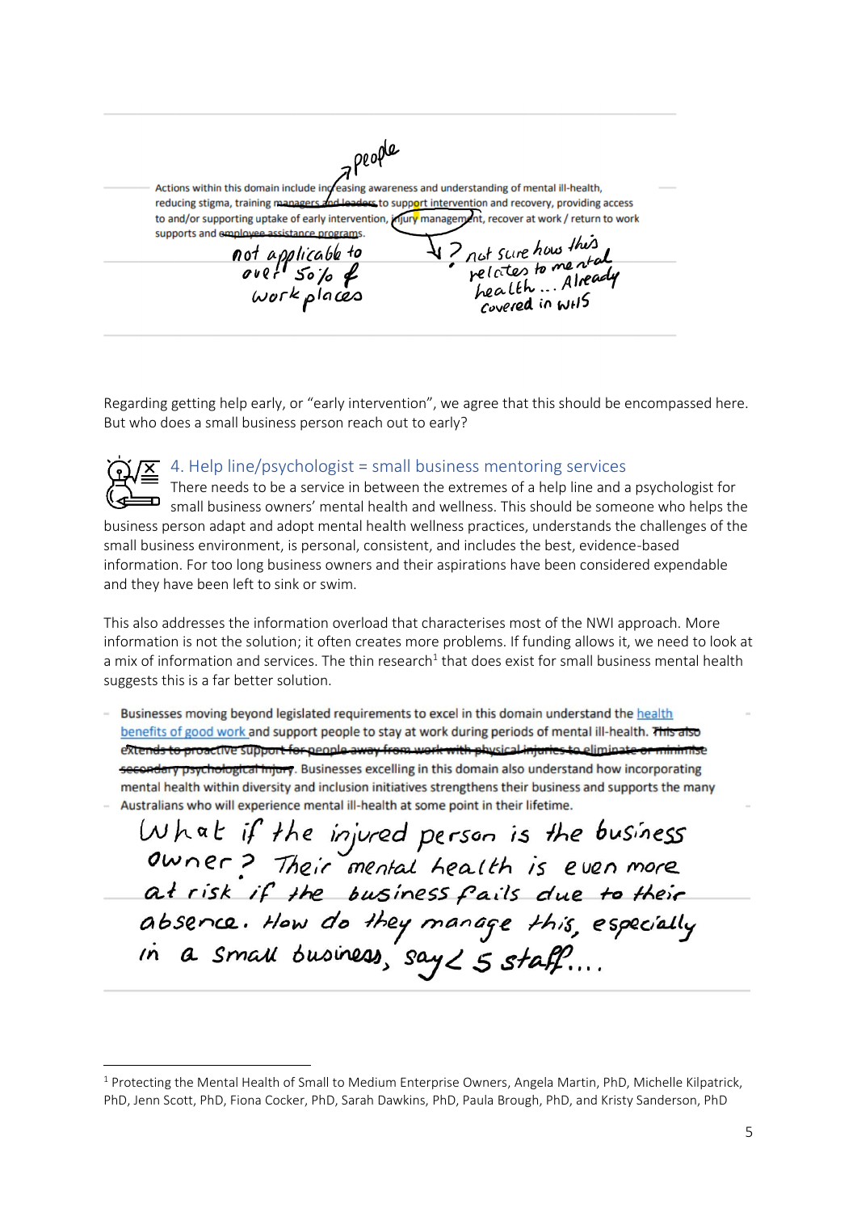Actions within this domain include increasing awareness and understanding of mental ill-health, reducing stigma, training ~~managers and leaders~~ people to support intervention and recovery, providing access to and/or supporting uptake of early intervention, injury management, recover at work / return to work supports and ~~employee assistance programs~~.

*not applicable to over 50% of workplaces*

*? not sure how this relates to mental health... Already covered in WHS*

Regarding getting help early, or "early intervention", we agree that this should be encompassed here. But who does a small business person reach out to early?

### 4. Help line/psychologist = small business mentoring services

There needs to be a service in between the extremes of a help line and a psychologist for small business owners' mental health and wellness. This should be someone who helps the business person adapt and adopt mental health wellness practices, understands the challenges of the small business environment, is personal, consistent, and includes the best, evidence-based information. For too long business owners and their aspirations have been considered expendable and they have been left to sink or swim.

This also addresses the information overload that characterises most of the NWI approach. More information is not the solution; it often creates more problems. If funding allows it, we need to look at a mix of information and services. The thin research[1] that does exist for small business mental health suggests this is a far better solution.

- Businesses moving beyond legislated requirements to excel in this domain understand the health benefits of good work and support people to stay at work during periods of mental ill-health. ~~This also extends to proactive support for people away from work with physical injuries to eliminate or minimise secondary psychological injury.~~ Businesses excelling in this domain also understand how incorporating mental health within diversity and inclusion initiatives strengthens their business and supports the many Australians who will experience mental ill-health at some point in their lifetime.

*What if the injured person is the business owner? Their mental health is even more at risk if the business fails due to their absence. How do they manage this, especially in a small business, say < 5 staff....*

---

[1] Protecting the Mental Health of Small to Medium Enterprise Owners, Angela Martin, PhD, Michelle Kilpatrick, PhD, Jenn Scott, PhD, Fiona Cocker, PhD, Sarah Dawkins, PhD, Paula Brough, PhD, and Kristy Sanderson, PhD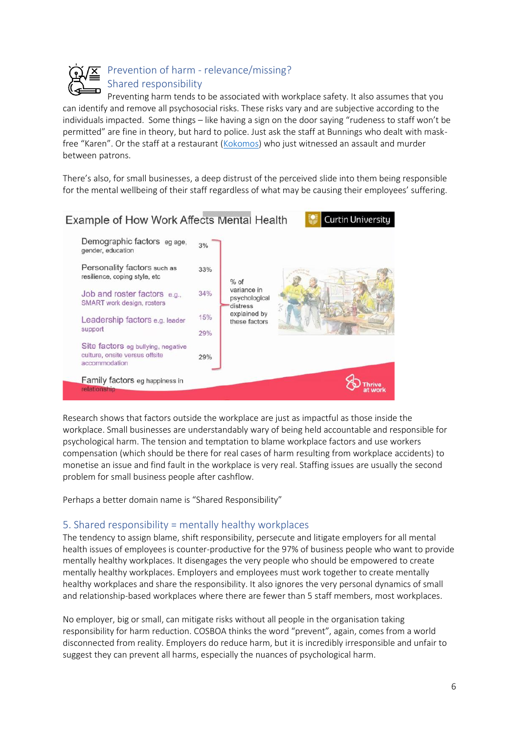## Prevention of harm - relevance/missing?

## Shared responsibility

Preventing harm tends to be associated with workplace safety. It also assumes that you can identify and remove all psychosocial risks. These risks vary and are subjective according to the individuals impacted. Some things – like having a sign on the door saying "rudeness to staff won't be permitted" are fine in theory, but hard to police. Just ask the staff at Bunnings who dealt with mask-free "Karen". Or the staff at a restaurant (Kokomos) who just witnessed an assault and murder between patrons.

There's also, for small businesses, a deep distrust of the perceived slide into them being responsible for the mental wellbeing of their staff regardless of what may be causing their employees' suffering.

**Example of How Work Affects Mental Health** — Curtin University

| Factor | % of variance in psychological distress explained by these factors |
| --- | --- |
| Demographic factors eg age, gender, education | 3% |
| Personality factors such as resilience, coping style, etc | 33% |
| Job and roster factors e.g., SMART work design, rosters | 34% |
| Leadership factors e.g. leader support | 15% |
| | 29% |
| Site factors eg bullying, negative culture, onsite versus offsite accommodation | 29% |
| Family factors eg happiness in relationship | |

Thrive at work

Research shows that factors outside the workplace are just as impactful as those inside the workplace. Small businesses are understandably wary of being held accountable and responsible for psychological harm. The tension and temptation to blame workplace factors and use workers compensation (which should be there for real cases of harm resulting from workplace accidents) to monetise an issue and find fault in the workplace is very real. Staffing issues are usually the second problem for small business people after cashflow.

Perhaps a better domain name is "Shared Responsibility"

## 5. Shared responsibility = mentally healthy workplaces

The tendency to assign blame, shift responsibility, persecute and litigate employers for all mental health issues of employees is counter-productive for the 97% of business people who want to provide mentally healthy workplaces. It disengages the very people who should be empowered to create mentally healthy workplaces. Employers and employees must work together to create mentally healthy workplaces and share the responsibility. It also ignores the very personal dynamics of small and relationship-based workplaces where there are fewer than 5 staff members, most workplaces.

No employer, big or small, can mitigate risks without all people in the organisation taking responsibility for harm reduction. COSBOA thinks the word "prevent", again, comes from a world disconnected from reality. Employers do reduce harm, but it is incredibly irresponsible and unfair to suggest they can prevent all harms, especially the nuances of psychological harm.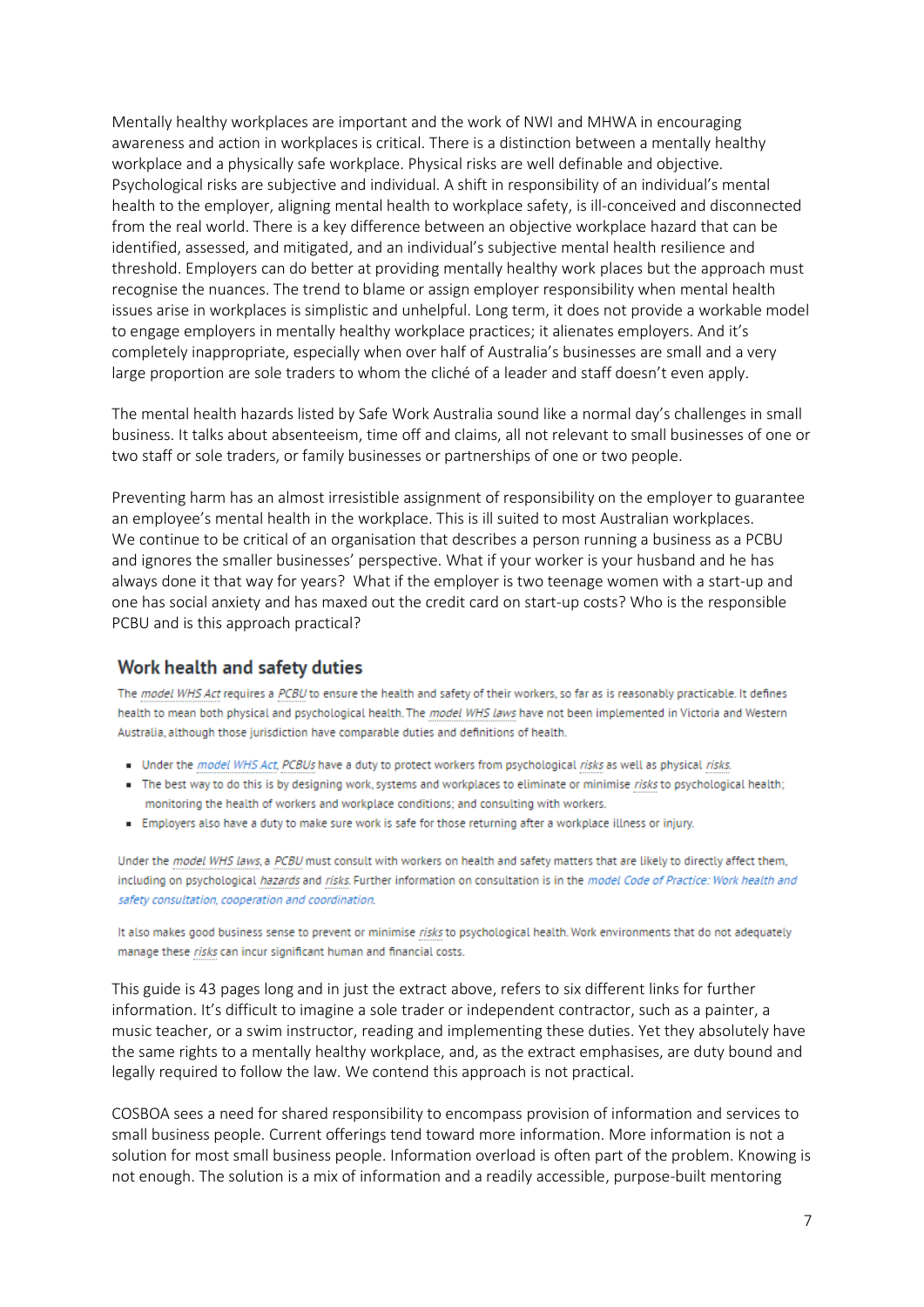Mentally healthy workplaces are important and the work of NWI and MHWA in encouraging awareness and action in workplaces is critical. There is a distinction between a mentally healthy workplace and a physically safe workplace. Physical risks are well definable and objective. Psychological risks are subjective and individual. A shift in responsibility of an individual's mental health to the employer, aligning mental health to workplace safety, is ill-conceived and disconnected from the real world. There is a key difference between an objective workplace hazard that can be identified, assessed, and mitigated, and an individual's subjective mental health resilience and threshold. Employers can do better at providing mentally healthy work places but the approach must recognise the nuances. The trend to blame or assign employer responsibility when mental health issues arise in workplaces is simplistic and unhelpful. Long term, it does not provide a workable model to engage employers in mentally healthy workplace practices; it alienates employers. And it's completely inappropriate, especially when over half of Australia's businesses are small and a very large proportion are sole traders to whom the cliché of a leader and staff doesn't even apply.

The mental health hazards listed by Safe Work Australia sound like a normal day's challenges in small business. It talks about absenteeism, time off and claims, all not relevant to small businesses of one or two staff or sole traders, or family businesses or partnerships of one or two people.

Preventing harm has an almost irresistible assignment of responsibility on the employer to guarantee an employee's mental health in the workplace. This is ill suited to most Australian workplaces. We continue to be critical of an organisation that describes a person running a business as a PCBU and ignores the smaller businesses' perspective. What if your worker is your husband and he has always done it that way for years? What if the employer is two teenage women with a start-up and one has social anxiety and has maxed out the credit card on start-up costs? Who is the responsible PCBU and is this approach practical?

## Work health and safety duties

The *model WHS Act* requires a *PCBU* to ensure the health and safety of their workers, so far as is reasonably practicable. It defines health to mean both physical and psychological health. The *model WHS laws* have not been implemented in Victoria and Western Australia, although those jurisdiction have comparable duties and definitions of health.

- Under the *model WHS Act*, *PCBUs* have a duty to protect workers from psychological *risks* as well as physical *risks*.
- The best way to do this is by designing work, systems and workplaces to eliminate or minimise *risks* to psychological health; monitoring the health of workers and workplace conditions; and consulting with workers.
- Employers also have a duty to make sure work is safe for those returning after a workplace illness or injury.

Under the *model WHS laws*, a *PCBU* must consult with workers on health and safety matters that are likely to directly affect them, including on psychological *hazards* and *risks*. Further information on consultation is in the *model Code of Practice: Work health and safety consultation, cooperation and coordination*.

It also makes good business sense to prevent or minimise *risks* to psychological health. Work environments that do not adequately manage these *risks* can incur significant human and financial costs.

This guide is 43 pages long and in just the extract above, refers to six different links for further information. It's difficult to imagine a sole trader or independent contractor, such as a painter, a music teacher, or a swim instructor, reading and implementing these duties. Yet they absolutely have the same rights to a mentally healthy workplace, and, as the extract emphasises, are duty bound and legally required to follow the law. We contend this approach is not practical.

COSBOA sees a need for shared responsibility to encompass provision of information and services to small business people. Current offerings tend toward more information. More information is not a solution for most small business people. Information overload is often part of the problem. Knowing is not enough. The solution is a mix of information and a readily accessible, purpose-built mentoring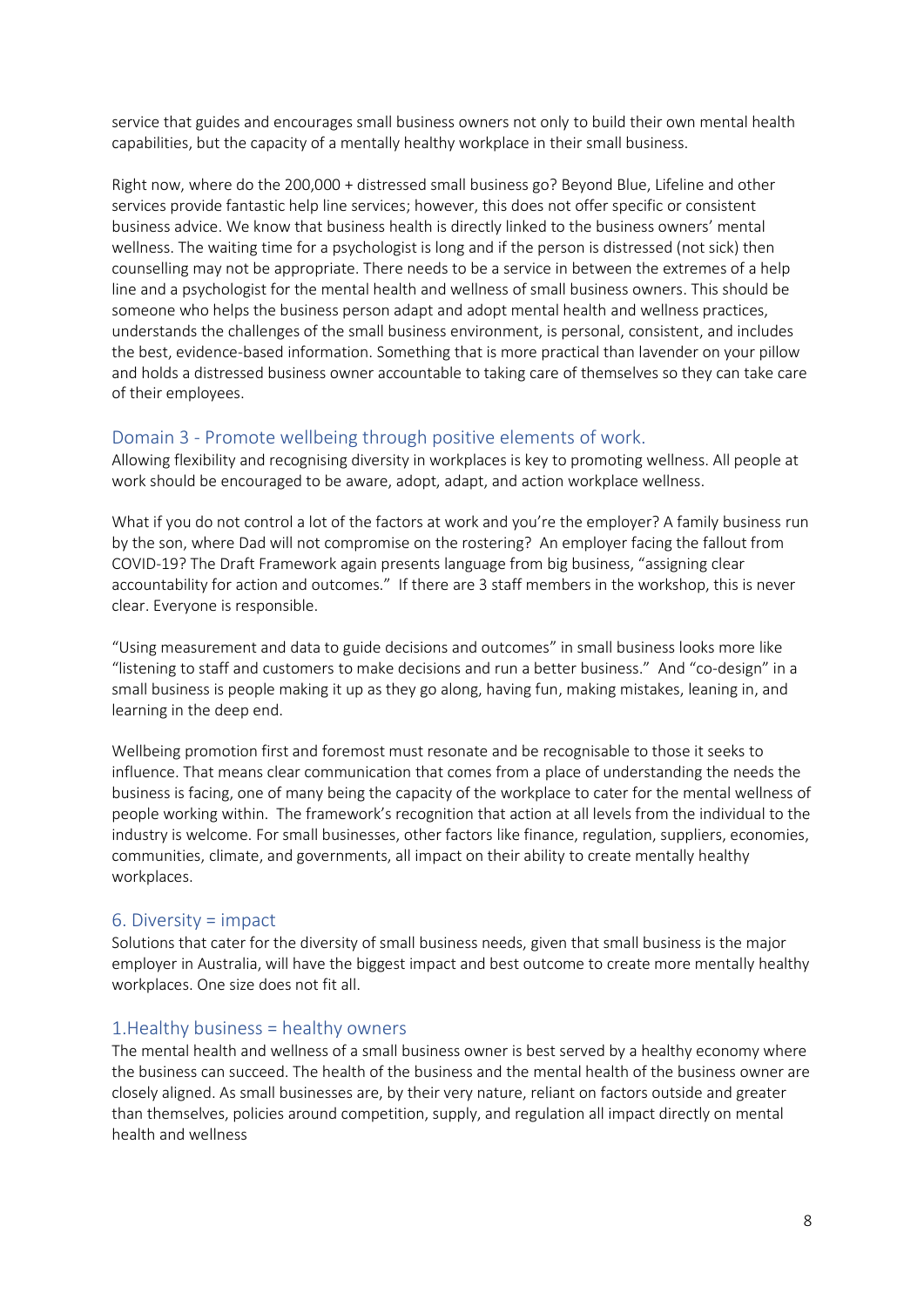service that guides and encourages small business owners not only to build their own mental health capabilities, but the capacity of a mentally healthy workplace in their small business.

Right now, where do the 200,000 + distressed small business go? Beyond Blue, Lifeline and other services provide fantastic help line services; however, this does not offer specific or consistent business advice. We know that business health is directly linked to the business owners' mental wellness. The waiting time for a psychologist is long and if the person is distressed (not sick) then counselling may not be appropriate. There needs to be a service in between the extremes of a help line and a psychologist for the mental health and wellness of small business owners. This should be someone who helps the business person adapt and adopt mental health and wellness practices, understands the challenges of the small business environment, is personal, consistent, and includes the best, evidence-based information. Something that is more practical than lavender on your pillow and holds a distressed business owner accountable to taking care of themselves so they can take care of their employees.

## Domain 3 - Promote wellbeing through positive elements of work.

Allowing flexibility and recognising diversity in workplaces is key to promoting wellness. All people at work should be encouraged to be aware, adopt, adapt, and action workplace wellness.

What if you do not control a lot of the factors at work and you're the employer? A family business run by the son, where Dad will not compromise on the rostering? An employer facing the fallout from COVID-19? The Draft Framework again presents language from big business, "assigning clear accountability for action and outcomes." If there are 3 staff members in the workshop, this is never clear. Everyone is responsible.

"Using measurement and data to guide decisions and outcomes" in small business looks more like "listening to staff and customers to make decisions and run a better business." And "co-design" in a small business is people making it up as they go along, having fun, making mistakes, leaning in, and learning in the deep end.

Wellbeing promotion first and foremost must resonate and be recognisable to those it seeks to influence. That means clear communication that comes from a place of understanding the needs the business is facing, one of many being the capacity of the workplace to cater for the mental wellness of people working within. The framework's recognition that action at all levels from the individual to the industry is welcome. For small businesses, other factors like finance, regulation, suppliers, economies, communities, climate, and governments, all impact on their ability to create mentally healthy workplaces.

## 6. Diversity = impact

Solutions that cater for the diversity of small business needs, given that small business is the major employer in Australia, will have the biggest impact and best outcome to create more mentally healthy workplaces. One size does not fit all.

## 1.Healthy business = healthy owners

The mental health and wellness of a small business owner is best served by a healthy economy where the business can succeed. The health of the business and the mental health of the business owner are closely aligned. As small businesses are, by their very nature, reliant on factors outside and greater than themselves, policies around competition, supply, and regulation all impact directly on mental health and wellness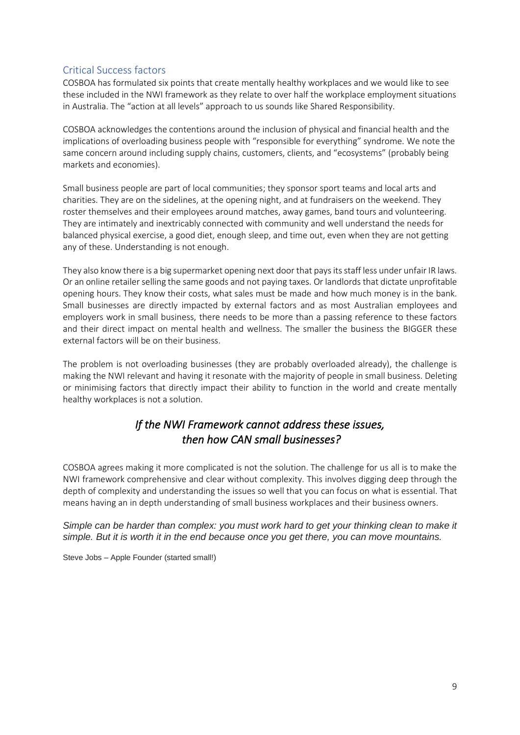## Critical Success factors

COSBOA has formulated six points that create mentally healthy workplaces and we would like to see these included in the NWI framework as they relate to over half the workplace employment situations in Australia. The "action at all levels" approach to us sounds like Shared Responsibility.

COSBOA acknowledges the contentions around the inclusion of physical and financial health and the implications of overloading business people with "responsible for everything" syndrome. We note the same concern around including supply chains, customers, clients, and "ecosystems" (probably being markets and economies).

Small business people are part of local communities; they sponsor sport teams and local arts and charities. They are on the sidelines, at the opening night, and at fundraisers on the weekend. They roster themselves and their employees around matches, away games, band tours and volunteering. They are intimately and inextricably connected with community and well understand the needs for balanced physical exercise, a good diet, enough sleep, and time out, even when they are not getting any of these. Understanding is not enough.

They also know there is a big supermarket opening next door that pays its staff less under unfair IR laws. Or an online retailer selling the same goods and not paying taxes. Or landlords that dictate unprofitable opening hours. They know their costs, what sales must be made and how much money is in the bank. Small businesses are directly impacted by external factors and as most Australian employees and employers work in small business, there needs to be more than a passing reference to these factors and their direct impact on mental health and wellness. The smaller the business the BIGGER these external factors will be on their business.

The problem is not overloading businesses (they are probably overloaded already), the challenge is making the NWI relevant and having it resonate with the majority of people in small business. Deleting or minimising factors that directly impact their ability to function in the world and create mentally healthy workplaces is not a solution.

### *If the NWI Framework cannot address these issues, then how CAN small businesses?*

COSBOA agrees making it more complicated is not the solution. The challenge for us all is to make the NWI framework comprehensive and clear without complexity. This involves digging deep through the depth of complexity and understanding the issues so well that you can focus on what is essential. That means having an in depth understanding of small business workplaces and their business owners.

*Simple can be harder than complex: you must work hard to get your thinking clean to make it simple. But it is worth it in the end because once you get there, you can move mountains.*

Steve Jobs – Apple Founder (started small!)